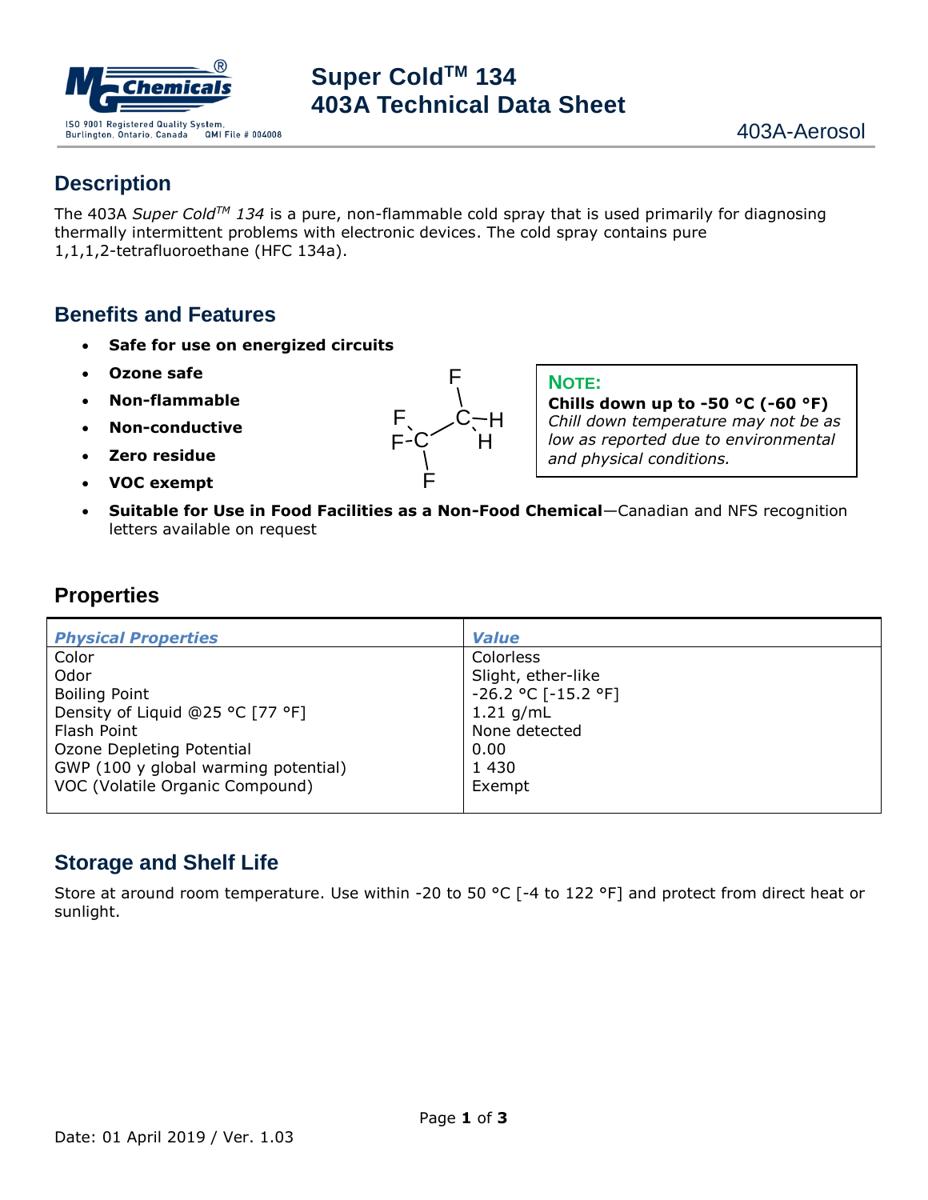# Super Cold™ 134
# 403A Technical Data Sheet

403A-Aerosol

## Description

The 403A *Super Cold™ 134* is a pure, non-flammable cold spray that is used primarily for diagnosing thermally intermittent problems with electronic devices. The cold spray contains pure 1,1,1,2-tetrafluoroethane (HFC 134a).

## Benefits and Features

- **Safe for use on energized circuits**
- **Ozone safe**
- **Non-flammable**
- **Non-conductive**
- **Zero residue**
- **VOC exempt**
- **Suitable for Use in Food Facilities as a Non-Food Chemical**—Canadian and NFS recognition letters available on request

> **NOTE:**
> **Chills down up to -50 °C (-60 °F)**
> *Chill down temperature may not be as low as reported due to environmental and physical conditions.*

## Properties

| *Physical Properties* | *Value* |
|---|---|
| Color | Colorless |
| Odor | Slight, ether-like |
| Boiling Point | -26.2 °C [-15.2 °F] |
| Density of Liquid @25 °C [77 °F] | 1.21 g/mL |
| Flash Point | None detected |
| Ozone Depleting Potential | 0.00 |
| GWP (100 y global warming potential) | 1 430 |
| VOC (Volatile Organic Compound) | Exempt |

## Storage and Shelf Life

Store at around room temperature. Use within -20 to 50 °C [-4 to 122 °F] and protect from direct heat or sunlight.

Date: 01 April 2019 / Ver. 1.03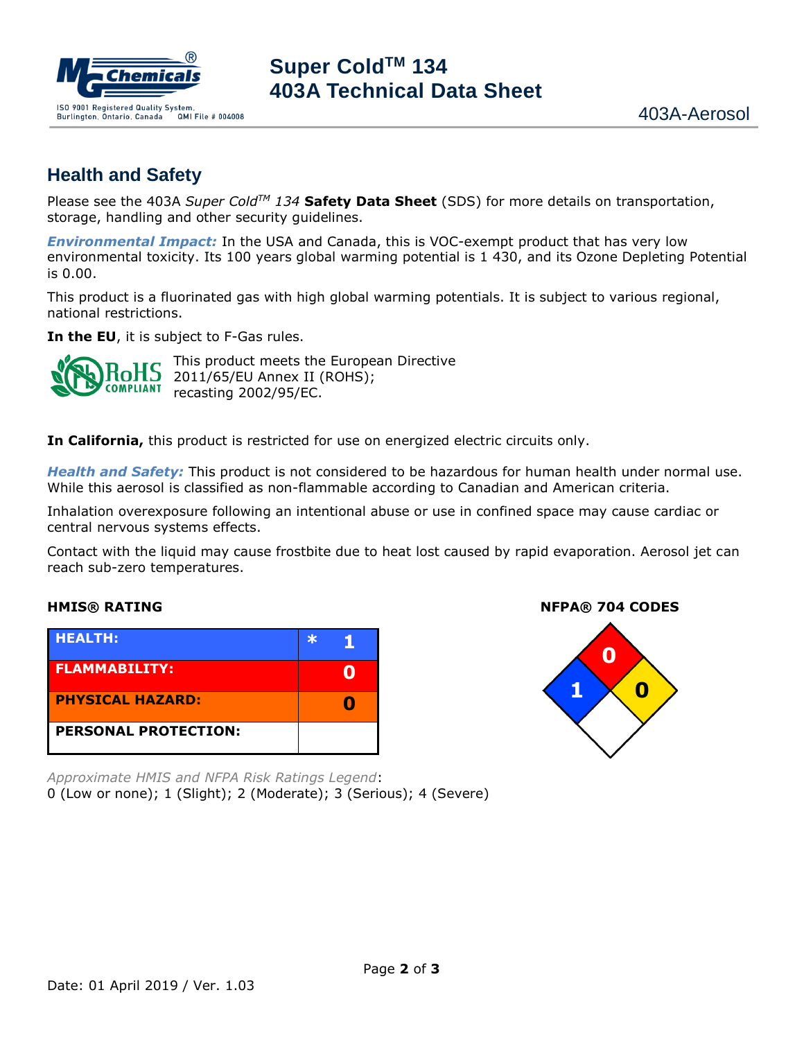## Health and Safety

Please see the 403A *Super Cold™ 134* **Safety Data Sheet** (SDS) for more details on transportation, storage, handling and other security guidelines.

***Environmental Impact:*** In the USA and Canada, this is VOC-exempt product that has very low environmental toxicity. Its 100 years global warming potential is 1 430, and its Ozone Depleting Potential is 0.00.

This product is a fluorinated gas with high global warming potentials. It is subject to various regional, national restrictions.

**In the EU**, it is subject to F-Gas rules.

RoHS COMPLIANT — This product meets the European Directive 2011/65/EU Annex II (ROHS); recasting 2002/95/EC.

**In California,** this product is restricted for use on energized electric circuits only.

***Health and Safety:*** This product is not considered to be hazardous for human health under normal use. While this aerosol is classified as non-flammable according to Canadian and American criteria.

Inhalation overexposure following an intentional abuse or use in confined space may cause cardiac or central nervous systems effects.

Contact with the liquid may cause frostbite due to heat lost caused by rapid evaporation. Aerosol jet can reach sub-zero temperatures.

**HMIS® RATING**

| | |
|---|---|
| **HEALTH:** | * 1 |
| **FLAMMABILITY:** | 0 |
| **PHYSICAL HAZARD:** | 0 |
| **PERSONAL PROTECTION:** | |

**NFPA® 704 CODES**

| Health (blue) | Flammability (red) | Instability (yellow) | Special (white) |
|---|---|---|---|
| 1 | 0 | 0 | |

*Approximate HMIS and NFPA Risk Ratings Legend*:
0 (Low or none); 1 (Slight); 2 (Moderate); 3 (Serious); 4 (Severe)

Date: 01 April 2019 / Ver. 1.03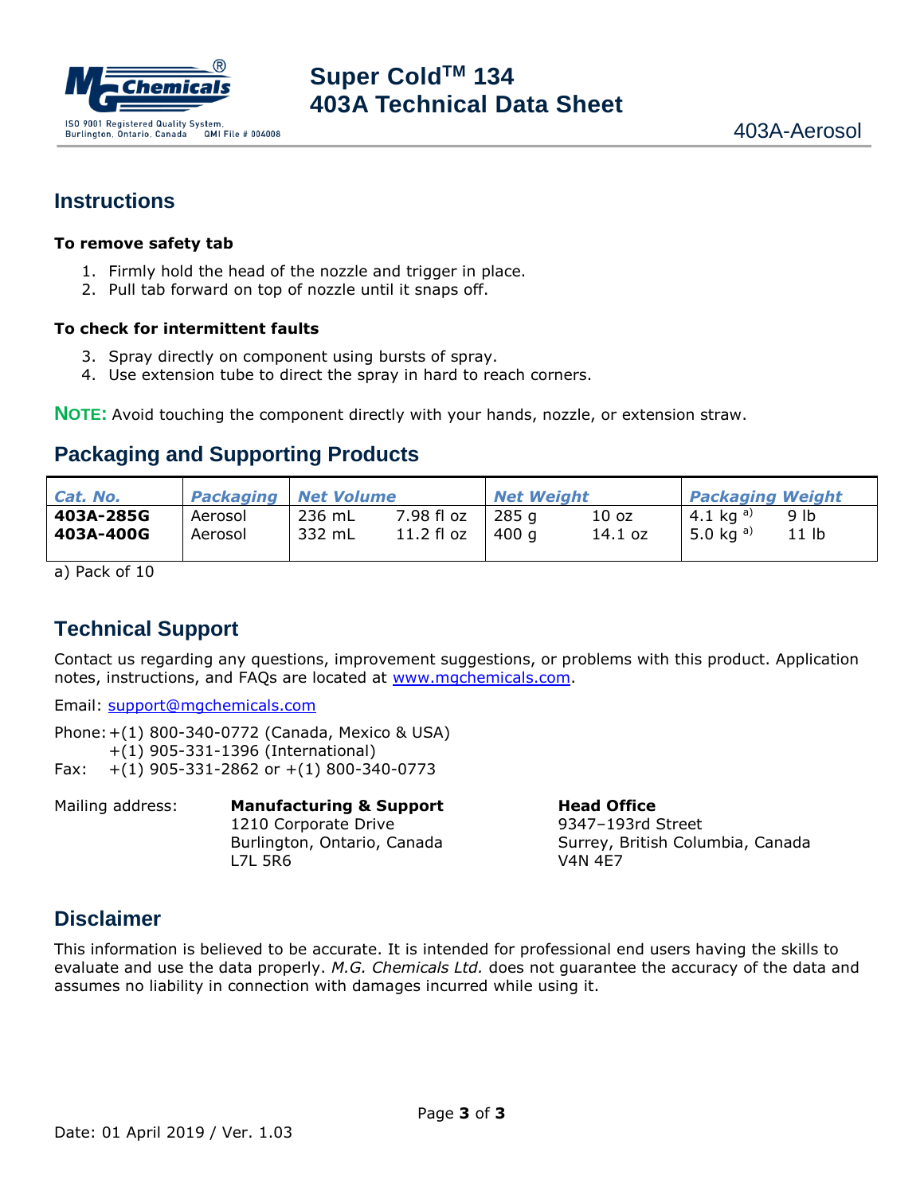## Instructions

**To remove safety tab**

1. Firmly hold the head of the nozzle and trigger in place.
2. Pull tab forward on top of nozzle until it snaps off.

**To check for intermittent faults**

3. Spray directly on component using bursts of spray.
4. Use extension tube to direct the spray in hard to reach corners.

**NOTE:** Avoid touching the component directly with your hands, nozzle, or extension straw.

## Packaging and Supporting Products

| Cat. No. | Packaging | Net Volume | | Net Weight | | Packaging Weight | |
|---|---|---|---|---|---|---|---|
| **403A-285G** | Aerosol | 236 mL | 7.98 fl oz | 285 g | 10 oz | 4.1 kg [a)] | 9 lb |
| **403A-400G** | Aerosol | 332 mL | 11.2 fl oz | 400 g | 14.1 oz | 5.0 kg [a)] | 11 lb |

a) Pack of 10

## Technical Support

Contact us regarding any questions, improvement suggestions, or problems with this product. Application notes, instructions, and FAQs are located at www.mgchemicals.com.

Email: support@mgchemicals.com

Phone: +(1) 800-340-0772 (Canada, Mexico & USA)
+(1) 905-331-1396 (International)
Fax: +(1) 905-331-2862 or +(1) 800-340-0773

Mailing address:

**Manufacturing & Support**
1210 Corporate Drive
Burlington, Ontario, Canada
L7L 5R6

**Head Office**
9347–193rd Street
Surrey, British Columbia, Canada
V4N 4E7

## Disclaimer

This information is believed to be accurate. It is intended for professional end users having the skills to evaluate and use the data properly. *M.G. Chemicals Ltd.* does not guarantee the accuracy of the data and assumes no liability in connection with damages incurred while using it.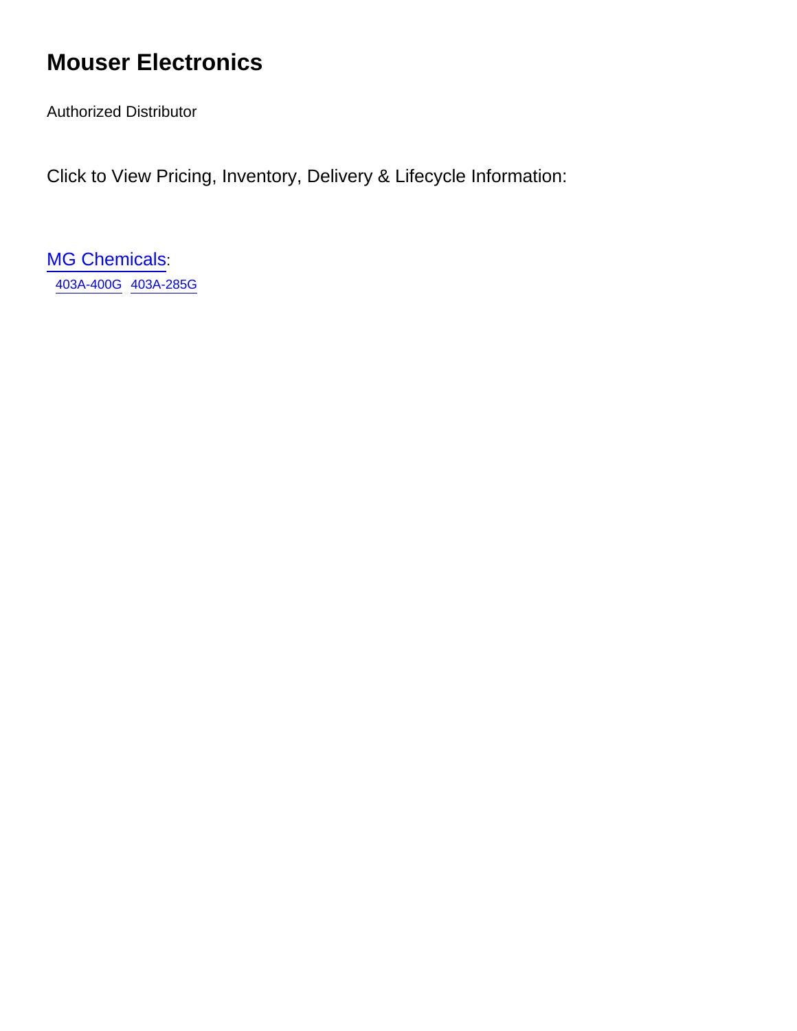# Mouser Electronics

Authorized Distributor

Click to View Pricing, Inventory, Delivery & Lifecycle Information:

MG Chemicals:

403A-400G 403A-285G